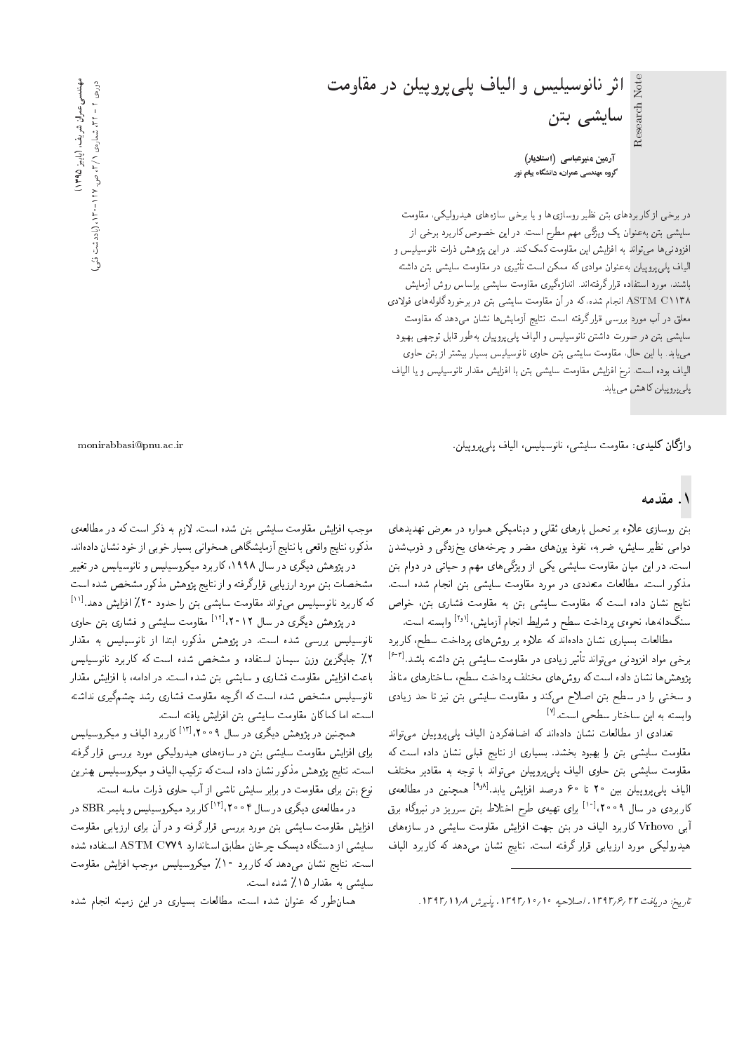Research Note

# اثر نانوسیلیس و الیاف پلی‌پروپیلن در مقاومت سایشی بتن

**آرمین منیرعباسی (استادیار)**
**گروه مهندسی عمران، دانشگاه پیام نور**

در برخی از کاربردهای بتن نظیر روسازی‌ها و یا برخی سازه‌های هیدرولیکی، مقاومت سایشی بتن به‌عنوان یک ویژگی مهم مطرح است. در این خصوص کاربرد برخی از افزودنی‌ها می‌تواند به افزایش این مقاومت کمک کند. در این پژوهش ذرات نانوسیلیس و الیاف پلی‌پروپیلن به‌عنوان موادی که ممکن است تأثیری در مقاومت سایشی بتن داشته باشند، مورد استفاده قرار گرفته‌اند. اندازه‌گیری مقاومت سایشی براساس روش آزمایش ASTM C1138 انجام شده، که در آن مقاومت سایشی بتن در برخورد گلوله‌های فولادی معلق در آب مورد بررسی قرار گرفته است. نتایج آزمایش‌ها نشان می‌دهد که مقاومت سایشی بتن در صورت داشتن نانوسیلیس و الیاف پلی‌پروپیلن به‌طور قابل توجهی بهبود می‌یابد. با این حال، مقاومت سایشی بتن حاوی نانوسیلیس بسیار بیشتر از بتن حاوی الیاف بوده است. نرخ افزایش مقاومت سایشی بتن با افزایش مقدار نانوسیلیس و یا الیاف پلی‌پروپیلن کاهش می‌یابد.

**واژگان کلیدی:** مقاومت سایشی، نانوسیلیس، الیاف پلی‌پروپیلن.

monirabbasi@pnu.ac.ir

## ۱. مقدمه

بتن روسازی علاوه بر تحمل بارهای ثقلی و دینامیکی همواره در معرض تهدیدهای دوامی نظیر سایش، ضربه، نفوذ یون‌های مضر و چرخه‌های یخ‌زدگی و ذوب‌شدن است. در این میان مقاومت سایشی یکی از ویژگی‌های مهم و حیاتی در دوام بتن مذکور است. مطالعات متعددی در مورد مقاومت سایشی بتن انجام شده است. نتایج نشان داده است که مقاومت سایشی بتن به مقاومت فشاری بتن، خواص سنگ‌دانه‌ها، نحوه‌ی پرداخت سطح و شرایط انجام آزمایش،[۱و۲] وابسته است.

مطالعات بسیاری نشان داده‌اند که علاوه بر روش‌های پرداخت سطح، کاربرد برخی مواد افزودنی می‌تواند تأثیر زیادی در مقاومت سایشی بتن داشته باشد.[۳-۶] پژوهش‌ها نشان داده است که روش‌های مختلف پرداخت سطح، ساختارهای منافذ و سختی را در سطح بتن اصلاح می‌کند و مقاومت سایشی بتن نیز تا حد زیادی وابسته به این ساختار سطحی است.[۷]

تعدادی از مطالعات نشان داده‌اند که اضافه‌کردن الیاف پلی‌پروپیلن می‌تواند مقاومت سایشی بتن را بهبود بخشد. بسیاری از نتایج قبلی نشان داده است که مقاومت سایشی بتن حاوی الیاف پلی‌پروپیلن می‌تواند با توجه به مقادیر مختلف الیاف پلی‌پروپیلن بین ۲۰ تا ۶۰ درصد افزایش یابد.[۸و۹] همچنین در مطالعه‌ی کاربردی در سال ۲۰۰۹،[۱۰] برای تهیه‌ی طرح اختلاط بتن سرریز در نیروگاه برق آبی Vrhovo کاربرد الیاف در بتن جهت افزایش مقاومت سایشی در سازه‌های هیدرولیکی مورد ارزیابی قرار گرفته است. نتایج نشان می‌دهد که کاربرد الیاف موجب افزایش مقاومت سایشی بتن شده است. لازم به ذکر است که در مطالعه‌ی مذکور، نتایج واقعی با نتایج آزمایشگاهی همخوانی بسیار خوبی از خود نشان داده‌اند.

در پژوهش دیگری در سال ۱۹۹۸، کاربرد میکروسیلیس و نانوسیلیس در تغییر مشخصات بتن مورد ارزیابی قرارگرفته و از نتایج پژوهش مذکور مشخص شده است که کاربرد نانوسیلیس می‌تواند مقاومت سایشی بتن را حدود ۲۰٪ افزایش دهد.[۱۱]

در پژوهش دیگری در سال ۲۰۱۲،[۱۲] مقاومت سایشی و فشاری بتن حاوی نانوسیلیس بررسی شده است. در پژوهش مذکور، ابتدا از نانوسیلیس به مقدار ۲٪ جایگزین وزن سیمان استفاده و مشخص شده است که کاربرد نانوسیلیس باعث افزایش مقاومت فشاری و سایشی بتن شده است. در ادامه، با افزایش مقدار نانوسیلیس مشخص شده است که اگرچه مقاومت فشاری رشد چشم‌گیری نداشته است، اما کماکان مقاومت سایشی بتن افزایش یافته است.

همچنین در پژوهش دیگری در سال ۲۰۰۹،[۱۳] کاربرد الیاف و میکروسیلیس برای افزایش مقاومت سایشی بتن در سازه‌های هیدرولیکی مورد بررسی قرار گرفته است. نتایج پژوهش مذکور نشان داده است که ترکیب الیاف و میکروسیلیس بهترین نوع بتن برای مقاومت در برابر سایش ناشی از آب حاوی ذرات ماسه است.

در مطالعه‌ی دیگری در سال ۲۰۰۴،[۱۴] کاربرد میکروسیلیس و پلیمر SBR در افزایش مقاومت سایشی بتن مورد بررسی قرارگرفته و در آن برای ارزیابی مقاومت سایشی از دستگاه دیسک چرخان مطابق استاندارد ASTM C779 استفاده شده است. نتایج نشان می‌دهد که کاربرد ۱۰٪ میکروسیلیس موجب افزایش مقاومت سایشی به مقدار ۱۵٪ شده است.

همان‌طور که عنوان شده است، مطالعات بسیاری در این زمینه انجام شده

*تاریخ: دریافت ۱۳۹۳/۶/۲۲، اصلاحیه ۱۳۹۳/۱۰/۱۰، پذیرش ۱۳۹۳/۱۱/۸.*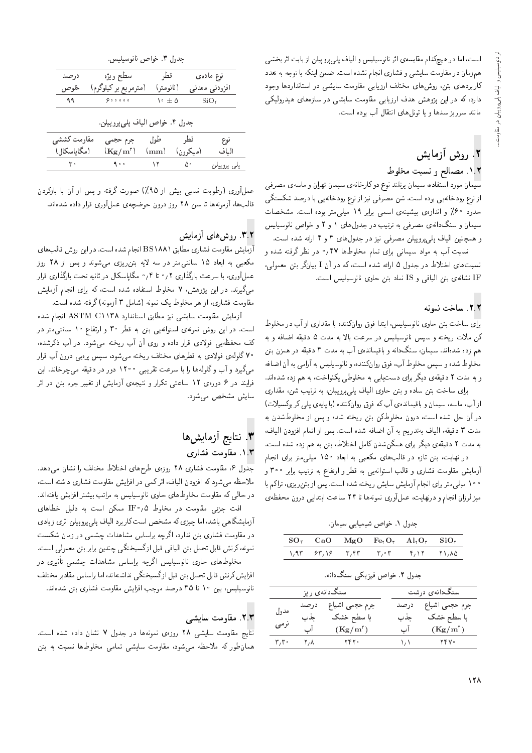است، اما در هیچ‌کدام مقایسه‌ی اثر نانوسیلیس و الیاف پلی‌پروپیلن از بابت اثربخشی هم‌زمان در مقاومت سایشی و فشاری انجام نشده است. ضمن اینکه با توجه به تعدد کاربردهای بتن، روش‌های مختلف ارزیابی مقاومت سایشی در استانداردها وجود دارد، که در این پژوهش هدف ارزیابی مقاومت سایشی در سازه‌های هیدرولیکی مانند سرریز سدها و یا تونل‌های انتقال آب بوده است.

## ۲. روش آزمایش

### ۱.۲. مصالح و نسبت مخلوط

سیمان مورد استفاده، سیمان پرتلند نوع دو کارخانه‌ی سیمان تهران و ماسه‌ی مصرفی از نوع رودخانه‌یی بوده است. شن مصرفی نیز از نوع رودخانه‌یی با درصد شکستگی حدود ۶۰٪ و اندازه‌ی بیشینه‌ی اسمی برابر ۱۹ میلی‌متر بوده است. مشخصات سیمان و سنگ‌دانه‌ی مصرفی به ترتیب در جدول‌های ۱ و ۲ و خواص نانوسیلیس و همچنین الیاف پلی‌پروپیلن مصرفی نیز در جدول‌های ۳ و ۴ ارائه شده است.

نسبت آب به مواد سیمانی برای تمام مخلوط‌ها ۰٫۴۷ در نظر گرفته شده و نسبت‌های اختلاط در جدول ۵ ارائه شده است، که در آن I بیانگر بتن معمولی، IF نشانه‌ی بتن الیافی و IS نماد بتن حاوی نانوسیلیس است.

### ۲.۲. ساخت نمونه

برای ساخت بتن حاوی نانوسیلیس، ابتدا فوق روان‌کننده با مقداری از آب در مخلوط کن ملات ریخته و سپس نانوسیلیس در سرعت بالا به مدت ۵ دقیقه اضافه و به هم زده شده‌اند. سیمان، سنگ‌دانه و باقیمانده‌ی آب به مدت ۳ دقیقه در همزن بتن مخلوط شده و سپس مخلوط آب، فوق روان‌کننده، و نانوسیلیس به آرامی به آن اضافه و به مدت ۲ دقیقه‌ی دیگر برای دستیابی به مخلوطی یکنواخت، به هم زده شده‌اند.

برای ساخت بتن ساده و بتن حاوی الیاف پلی‌پروپیلن، به ترتیب شن، مقداری از آب، ماسه، سیمان و باقیمانده‌ی آب که فوق روان‌کننده (با پایه‌ی پلی کربوکسیلات) در آن حل شده است، درون مخلوط‌کن بتن ریخته شده و پس از مخلوط‌شدن به مدت ۳ دقیقه، الیاف به‌تدریج به آن اضافه شده است. پس از اتمام افزودن الیاف، به مدت ۲ دقیقه‌ی دیگر برای همگن‌شدن کامل اختلاط، بتن به هم زده شده است.

در نهایت، بتن تازه در قالب‌های مکعبی به ابعاد ۱۵۰ میلی‌متر برای انجام آزمایش مقاومت فشاری و قالب استوانه‌یی به قطر و ارتفاع به ترتیب برابر ۳۰۰ و ۱۰۰ میلی‌متر برای انجام آزمایش سایش ریخته شده است. پس از بتن‌ریزی، تراکم با میز لرزان انجام و درنهایت، عمل‌آوری نمونه‌ها تا ۲۴ ساعت ابتدایی درون محفظه‌ی

جدول ۱. خواص شیمیایی سیمان.

| $SO_3$ | $CaO$ | $MgO$ | $Fe_2O_3$ | $Al_2O_3$ | $SiO_2$ |
|---|---|---|---|---|---|
| ۱٫۹۳ | ۶۳٫۱۶ | ۳٫۴۳ | ۳٫۰۳ | ۴٫۱۲ | ۲۱٫۸۵ |

جدول ۲. خواص فیزیکی سنگ‌دانه.

| سنگ‌دانه‌ی درشت | | سنگ‌دانه‌ی ریز | | |
|---|---|---|---|---|
| جرم حجمی اشباع با سطح خشک ($Kg/m^3$) | درصد جذب آب | جرم حجمی اشباع با سطح خشک ($Kg/m^3$) | درصد جذب آب | مدول نرمی |
| ۲۴۷۰ | ۱٫۱ | ۲۴۲۰ | ۲٫۸ | ۳٫۳۰ |

جدول ۳. خواص نانوسیلیس.

| نوع ماده‌ی افزودنی معدنی | قطر (نانومتر) | سطح ویژه (مترمربع بر کیلوگرم) | درصد خلوص |
|---|---|---|---|
| $SiO_2$ | $10 \pm 5$ | ۶۰۰۰۰۰ | ۹۹ |

جدول ۴. خواص الیاف پلی‌پروپیلن.

| نوع الیاف | قطر (میکرون) | طول (mm) | جرم حجمی ($Kg/m^3$) | مقاومت کششی (مگاپاسکال) |
|---|---|---|---|---|
| پلی پروپیلن | ۵۰ | ۱۲ | ۹۰۰ | ۳۰ |

عمل‌آوری (رطوبت نسبی بیش از ۹۵٪) صورت گرفته و پس از آن با بازکردن قالب‌ها، آزمونه‌ها تا سن ۲۸ روز درون حوضچه‌ی عمل‌آوری قرار داده شده‌اند.

### ۳.۲. روش‌های آزمایش

آزمایش مقاومت فشاری مطابق BS۱۸۸۱ انجام شده است. در این روش قالب‌های مکعبی به ابعاد ۱۵ سانتی‌متر در سه لایه بتن‌ریزی می‌شوند و پس از ۲۸ روز عمل‌آوری، با سرعت بارگذاری ۰٫۲ تا ۰٫۴ مگاپاسکال در ثانیه تحت بارگذاری قرار می‌گیرند. در این پژوهش، ۷ مخلوط استفاده شده است، که برای انجام آزمایش مقاومت فشاری، از هر مخلوط یک نمونه (شامل ۳ آزمونه) گرفته شده است.

آزمایش مقاومت سایشی نیز مطابق استاندارد ASTM C۱۱۳۸ انجام شده است. در این روش نمونه‌ی استوانه‌یی بتن به قطر ۳۰ و ارتفاع ۱۰ سانتی‌متر در کف محفظه‌یی فولادی قرار داده و روی آن آب ریخته می‌شود. در آب ذکرشده، ۷۰ گلوله‌ی فولادی به قطرهای مختلف ریخته می‌شود، سپس پره‌یی درون آب قرار می‌گیرد و آب و گلوله‌ها را با سرعت تقریبی ۱۲۰۰ دور در دقیقه می‌چرخاند. این فرایند در ۶ دوره‌ی ۱۲ ساعتی تکرار و نتیجه‌ی آزمایش از تغییر جرم بتن در اثر سایش مشخص می‌شود.

## ۳. نتایج آزمایش‌ها

### ۱.۳. مقاومت فشاری

جدول ۶، مقاومت فشاری ۲۸ روزه‌ی طرح‌های اختلاط مختلف را نشان می‌دهد. ملاحظه می‌شود که افزودن الیاف، اثر کمی در افزایش مقاومت فشاری داشته است، در حالی که مقاومت مخلوط‌های حاوی نانوسیلیس به مراتب بیشتر افزایش یافته‌اند.

افت جزئی مقاومت در مخلوط IF۰٫۵ ممکن است به دلیل خطاهای آزمایشگاهی باشد، اما چیزی که مشخص است کاربرد الیاف پلی‌پروپیلن اثری زیادی در مقاومت فشاری بتن ندارد، اگرچه براساس مشاهدات چشمی در زمان شکست نمونه، کرنش قابل تحمل بتن الیافی قبل ازگسیختگی چندین برابر بتن معمولی است.

مخلوط‌های حاوی نانوسیلیس اگرچه براساس مشاهدات چشمی تأثیری در افزایش کرنش قابل تحمل بتن قبل ازگسیختگی نداشته‌اند، اما براساس مقادیر مختلف نانوسیلیس، بین ۱۰ تا ۳۵ درصد موجب افزایش مقاومت فشاری بتن شده‌اند.

### ۲.۳. مقاومت سایشی

نتایج مقاومت سایشی ۲۸ روزه‌ی نمونه‌ها در جدول ۷ نشان داده شده است. همان‌طور که ملاحظه می‌شود، مقاومت سایشی تمامی مخلوط‌ها نسبت به بتن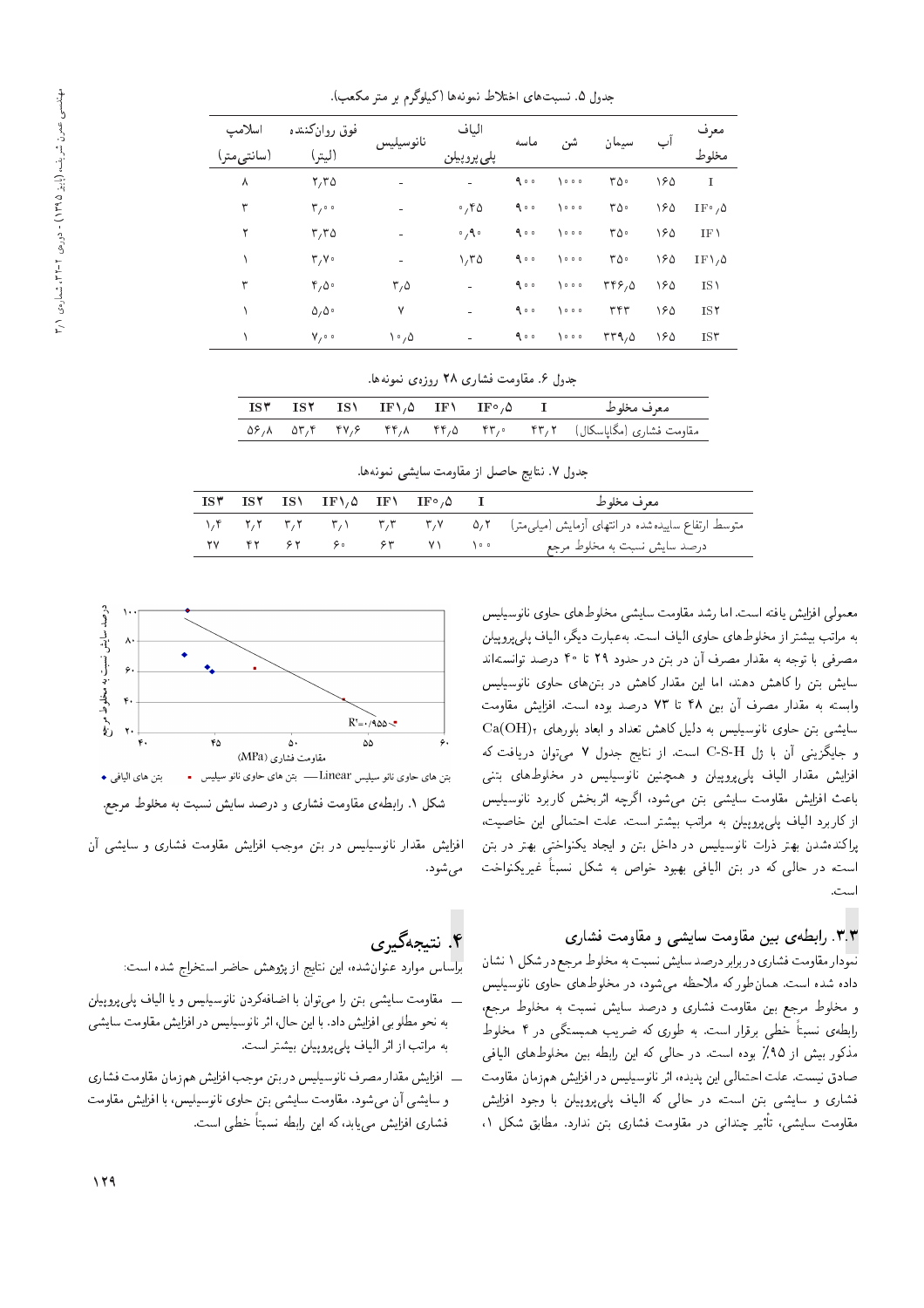جدول ۵. نسبت‌های اختلاط نمونه‌ها (کیلوگرم بر متر مکعب).

| معرف مخلوط | آب | سیمان | شن | ماسه | الیاف پلی‌پروپیلن | نانوسیلیس | فوق روان‌کننده (لیتر) | اسلامپ (سانتی‌متر) |
|---|---|---|---|---|---|---|---|---|
| I | ۱۶۵ | ۳۵۰ | ۱۰۰۰ | ۹۰۰ | - | - | ۲٫۳۵ | ۸ |
| IF۰٫۵ | ۱۶۵ | ۳۵۰ | ۱۰۰۰ | ۹۰۰ | ۰٫۴۵ | - | ۳٫۰۰ | ۳ |
| IF۱ | ۱۶۵ | ۳۵۰ | ۱۰۰۰ | ۹۰۰ | ۰٫۹۰ | - | ۳٫۳۵ | ۲ |
| IF۱٫۵ | ۱۶۵ | ۳۵۰ | ۱۰۰۰ | ۹۰۰ | ۱٫۳۵ | - | ۳٫۷۰ | ۱ |
| IS۱ | ۱۶۵ | ۳۴۶٫۵ | ۱۰۰۰ | ۹۰۰ | - | ۳٫۵ | ۴٫۵۰ | ۳ |
| IS۲ | ۱۶۵ | ۳۴۳ | ۱۰۰۰ | ۹۰۰ | - | ۷ | ۵٫۵۰ | ۱ |
| IS۳ | ۱۶۵ | ۳۳۹٫۵ | ۱۰۰۰ | ۹۰۰ | - | ۱۰٫۵ | ۷٫۰۰ | ۱ |

جدول ۶. مقاومت فشاری ۲۸ روزه‌ی نمونه‌ها.

| معرف مخلوط | I | IF۰٫۵ | IF۱ | IF۱٫۵ | IS۱ | IS۲ | IS۳ |
|---|---|---|---|---|---|---|---|
| مقاومت فشاری (مگاپاسکال) | ۴۳٫۲ | ۴۳٫۰ | ۴۴٫۵ | ۴۴٫۸ | ۴۷٫۶ | ۵۳٫۴ | ۵۶٫۸ |

جدول ۷. نتایج حاصل از مقاومت سایشی نمونه‌ها.

| معرف مخلوط | I | IF۰٫۵ | IF۱ | IF۱٫۵ | IS۱ | IS۲ | IS۳ |
|---|---|---|---|---|---|---|---|
| متوسط ارتفاع ساییده‌شده در انتهای آزمایش (میلی‌متر) | ۵٫۲ | ۳٫۷ | ۳٫۳ | ۳٫۱ | ۳٫۲ | ۲٫۲ | ۱٫۴ |
| درصد سایش نسبت به مخلوط مرجع | ۱۰۰ | ۷۱ | ۶۳ | ۶۰ | ۶۲ | ۴۲ | ۲۷ |

معمولی افزایش یافته است، اما رشد مقاومت سایشی مخلوط‌های حاوی نانوسیلیس به مراتب بیشتر از مخلوط‌های حاوی الیاف است. به‌عبارت دیگر، الیاف پلی‌پروپیلن مصرفی با توجه به مقدار مصرف آن در بتن در حدود ۲۹ تا ۴۰ درصد توانسته‌اند سایش بتن را کاهش دهند، اما این مقدار کاهش در بتن‌های حاوی نانوسیلیس وابسته به مقدار مصرف آن بین ۴۸ تا ۷۳ درصد بوده است. افزایش مقاومت سایشی بتن حاوی نانوسیلیس به دلیل کاهش تعداد و ابعاد بلورهای $Ca(OH)_2$ و جایگزینی آن با ژل C-S-H است. از نتایج جدول ۷ می‌توان دریافت که افزایش مقدار الیاف پلی‌پروپیلن و همچنین نانوسیلیس در مخلوط‌های بتنی باعث افزایش مقاومت سایشی بتن می‌شود، اگرچه اثربخش کاربرد نانوسیلیس از کاربرد الیاف پلی‌پروپیلن به مراتب بیشتر است. علت احتمالی این خاصیت، پراکنده‌شدن بهتر ذرات نانوسیلیس در داخل بتن و ایجاد یکنواختی بهتر در بتن است، در حالی که در بتن الیافی بهبود خواص به شکل نسبتاً غیریکنواخت است.

### ۳.۳. رابطه‌ی بین مقاومت سایشی و مقاومت فشاری

نمودار مقاومت فشاری در برابر درصد سایش نسبت به مخلوط مرجع در شکل ۱ نشان داده شده است. همان‌طورکه ملاحظه می‌شود، در مخلوط‌های حاوی نانوسیلیس و مخلوط مرجع بین مقاومت فشاری و درصد سایش نسبت به مخلوط مرجع، رابطه‌ی نسبتاً خطی برقرار است. به طوری که ضریب همبستگی در ۴ مخلوط مذکور بیش از ۹۵٪ بوده است. در حالی که این رابطه بین مخلوط‌های الیافی صادق نیست. علت احتمالی این پدیده، اثر نانوسیلیس در افزایش هم‌زمان مقاومت فشاری و سایشی بتن است، در حالی که الیاف پلی‌پروپیلن با وجود افزایش مقاومت سایشی، تأثیر چندانی در مقاومت فشاری بتن ندارد. مطابق شکل ۱، افزایش مقدار نانوسیلیس در بتن موجب افزایش مقاومت فشاری و سایشی آن می‌شود.

شکل ۱. رابطه‌ی مقاومت فشاری و درصد سایش نسبت به مخلوط مرجع.

## ۴. نتیجه‌گیری

براساس موارد عنوان‌شده، این نتایج از پژوهش حاضر استخراج شده است:

- مقاومت سایشی بتن را می‌توان با اضافه‌کردن نانوسیلیس و یا الیاف پلی‌پروپیلن به نحو مطلوبی افزایش داد. با این حال، اثر نانوسیلیس در افزایش مقاومت سایشی به مراتب از اثر الیاف پلی‌پروپیلن بیشتر است.
- افزایش مقدار مصرف نانوسیلیس در بتن موجب افزایش هم‌زمان مقاومت فشاری و سایشی آن می‌شود. مقاومت سایشی بتن حاوی نانوسیلیس، با افزایش مقاومت فشاری افزایش می‌یابد، که این رابطه نسبتاً خطی است.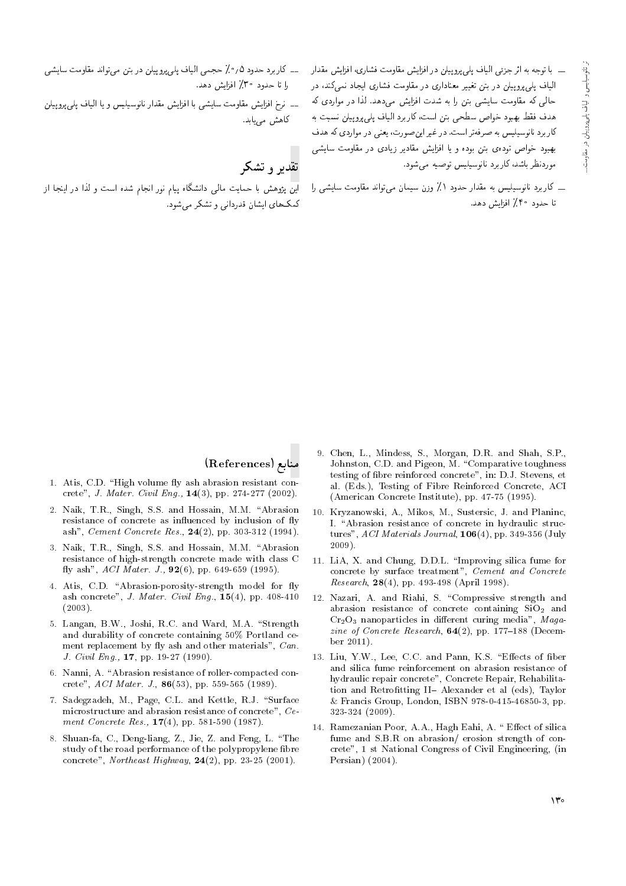- با توجه به اثر جزئی الیاف پلی‌پروپیلن در افزایش مقاومت فشاری، افزایش مقدار الیاف پلی‌پروپیلن در بتن تغییر معناداری در مقاومت فشاری ایجاد نمی‌کند، در حالی که مقاومت سایشی بتن را به شدت افزایش می‌دهد. لذا در مواردی که هدف فقط بهبود خواص سطحی بتن است، کاربرد الیاف پلی‌پروپیلن نسبت به کاربرد نانوسیلیس به صرفه‌تر است. در غیر این‌صورت، یعنی در مواردی که هدف بهبود خواص توده‌ی بتن بوده و یا افزایش مقادیر زیادی در مقاومت سایشی موردنظر باشد، کاربرد نانوسیلیس توصیه می‌شود.

- کاربرد نانوسیلیس به مقدار حدود ۱٪ وزن سیمان می‌تواند مقاومت سایشی را تا حدود ۴۰٪ افزایش دهد.

- کاربرد حدود ۰٫۵٪ حجمی الیاف پلی‌پروپیلن در بتن می‌تواند مقاومت سایشی را تا حدود ۳۰٪ افزایش دهد.

- نرخ افزایش مقاومت سایشی با افزایش مقدار نانوسیلیس و یا الیاف پلی‌پروپیلن کاهش می‌یابد.

## تقدیر و تشکر

این پژوهش با حمایت مالی دانشگاه پیام نور انجام شده است و لذا در اینجا از کمک‌های ایشان قدردانی و تشکر می‌شود.

## منابع (References)

1. Atis, C.D. "High volume fly ash abrasion resistant concrete", *J. Mater. Civil Eng.*, **14**(3), pp. 274-277 (2002).
2. Naik, T.R., Singh, S.S. and Hossain, M.M. "Abrasion resistance of concrete as influenced by inclusion of fly ash", *Cement Concrete Res.*, **24**(2), pp. 303-312 (1994).
3. Naik, T.R., Singh, S.S. and Hossain, M.M. "Abrasion resistance of high-strength concrete made with class C fly ash", *ACI Mater. J.*, **92**(6), pp. 649-659 (1995).
4. Atis, C.D. "Abrasion-porosity-strength model for fly ash concrete", *J. Mater. Civil Eng.*, **15**(4), pp. 408-410 (2003).
5. Langan, B.W., Joshi, R.C. and Ward, M.A. "Strength and durability of concrete containing 50% Portland cement replacement by fly ash and other materials", *Can. J. Civil Eng.*, **17**, pp. 19-27 (1990).
6. Nanni, A. "Abrasion resistance of roller-compacted concrete", *ACI Mater. J.*, **86**(53), pp. 559-565 (1989).
7. Sadegzadeh, M., Page, C.L. and Kettle, R.J. "Surface microstructure and abrasion resistance of concrete", *Cement Concrete Res.*, **17**(4), pp. 581-590 (1987).
8. Shuan-fa, C., Deng-liang, Z., Jie, Z. and Feng, L. "The study of the road performance of the polypropylene fibre concrete", *Northeast Highway*, **24**(2), pp. 23-25 (2001).
9. Chen, L., Mindess, S., Morgan, D.R. and Shah, S.P., Johnston, C.D. and Pigeon, M. "Comparative toughness testing of fibre reinforced concrete", in: D.J. Stevens, et al. (Eds.), Testing of Fibre Reinforced Concrete, ACI (American Concrete Institute), pp. 47-75 (1995).
10. Kryzanowski, A., Mikos, M., Sustersic, J. and Planinc, I. "Abrasion resistance of concrete in hydraulic structures", *ACI Materials Journal*, **106**(4), pp. 349-356 (July 2009).
11. LiA, X. and Chung, D.D.L. "Improving silica fume for concrete by surface treatment", *Cement and Concrete Research*, **28**(4), pp. 493-498 (April 1998).
12. Nazari, A. and Riahi, S. "Compressive strength and abrasion resistance of concrete containing $SiO_2$ and $Cr_2O_3$ nanoparticles in different curing media", *Magazine of Concrete Research*, **64**(2), pp. 177–188 (December 2011).
13. Liu, Y.W., Lee, C.C. and Pann, K.S. "Effects of fiber and silica fume reinforcement on abrasion resistance of hydraulic repair concrete", Concrete Repair, Rehabilitation and Retrofitting II– Alexander et al (eds), Taylor & Francis Group, London, ISBN 978-0-415-46850-3, pp. 323-324 (2009).
14. Ramezanian Poor, A.A., Hagh Eahi, A. " Effect of silica fume and S.B.R on abrasion/ erosion strength of concrete", 1 st National Congress of Civil Engineering, (in Persian) (2004).